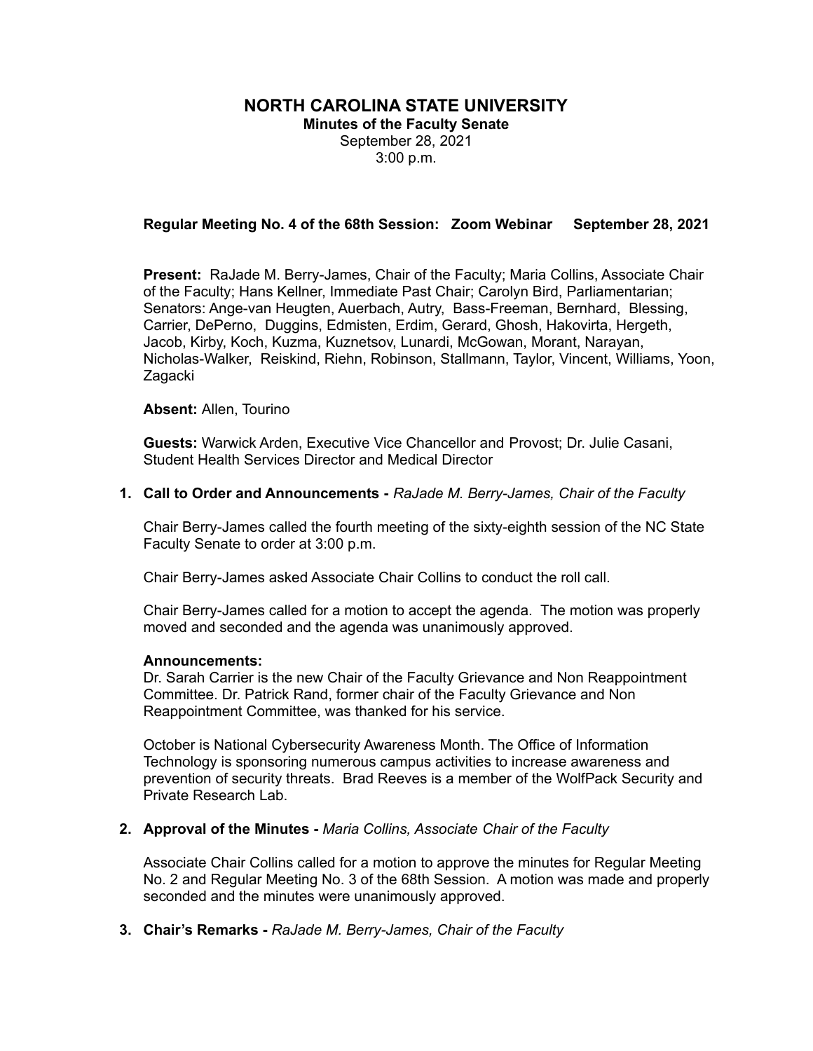# NORTH CAROLINA STATE UNIVERSITY

**Minutes of the Faculty Senate**

September 28, 2021

3:00 p.m.

**Regular Meeting No. 4 of the 68th Session: Zoom Webinar September 28, 2021**

**Present:** RaJade M. Berry-James, Chair of the Faculty; Maria Collins, Associate Chair of the Faculty; Hans Kellner, Immediate Past Chair; Carolyn Bird, Parliamentarian; Senators: Ange-van Heugten, Auerbach, Autry, Bass-Freeman, Bernhard, Blessing, Carrier, DePerno, Duggins, Edmisten, Erdim, Gerard, Ghosh, Hakovirta, Hergeth, Jacob, Kirby, Koch, Kuzma, Kuznetsov, Lunardi, McGowan, Morant, Narayan, Nicholas-Walker, Reiskind, Riehn, Robinson, Stallmann, Taylor, Vincent, Williams, Yoon, Zagacki

**Absent:** Allen, Tourino

**Guests:** Warwick Arden, Executive Vice Chancellor and Provost; Dr. Julie Casani, Student Health Services Director and Medical Director

1. **Call to Order and Announcements -** *RaJade M. Berry-James, Chair of the Faculty*

   Chair Berry-James called the fourth meeting of the sixty-eighth session of the NC State Faculty Senate to order at 3:00 p.m.

   Chair Berry-James asked Associate Chair Collins to conduct the roll call.

   Chair Berry-James called for a motion to accept the agenda. The motion was properly moved and seconded and the agenda was unanimously approved.

   **Announcements:**
   Dr. Sarah Carrier is the new Chair of the Faculty Grievance and Non Reappointment Committee. Dr. Patrick Rand, former chair of the Faculty Grievance and Non Reappointment Committee, was thanked for his service.

   October is National Cybersecurity Awareness Month. The Office of Information Technology is sponsoring numerous campus activities to increase awareness and prevention of security threats. Brad Reeves is a member of the WolfPack Security and Private Research Lab.

2. **Approval of the Minutes -** *Maria Collins, Associate Chair of the Faculty*

   Associate Chair Collins called for a motion to approve the minutes for Regular Meeting No. 2 and Regular Meeting No. 3 of the 68th Session. A motion was made and properly seconded and the minutes were unanimously approved.

3. **Chair's Remarks -** *RaJade M. Berry-James, Chair of the Faculty*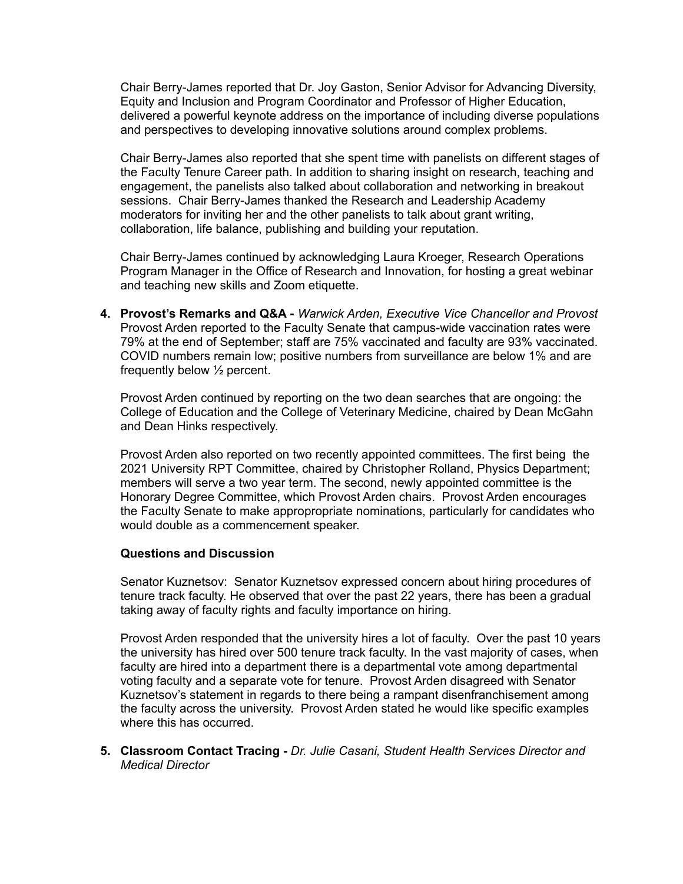Chair Berry-James reported that Dr. Joy Gaston, Senior Advisor for Advancing Diversity, Equity and Inclusion and Program Coordinator and Professor of Higher Education, delivered a powerful keynote address on the importance of including diverse populations and perspectives to developing innovative solutions around complex problems.

Chair Berry-James also reported that she spent time with panelists on different stages of the Faculty Tenure Career path. In addition to sharing insight on research, teaching and engagement, the panelists also talked about collaboration and networking in breakout sessions. Chair Berry-James thanked the Research and Leadership Academy moderators for inviting her and the other panelists to talk about grant writing, collaboration, life balance, publishing and building your reputation.

Chair Berry-James continued by acknowledging Laura Kroeger, Research Operations Program Manager in the Office of Research and Innovation, for hosting a great webinar and teaching new skills and Zoom etiquette.

4. **Provost's Remarks and Q&A -** *Warwick Arden, Executive Vice Chancellor and Provost*
   Provost Arden reported to the Faculty Senate that campus-wide vaccination rates were 79% at the end of September; staff are 75% vaccinated and faculty are 93% vaccinated. COVID numbers remain low; positive numbers from surveillance are below 1% and are frequently below ½ percent.

   Provost Arden continued by reporting on the two dean searches that are ongoing: the College of Education and the College of Veterinary Medicine, chaired by Dean McGahn and Dean Hinks respectively.

   Provost Arden also reported on two recently appointed committees. The first being the 2021 University RPT Committee, chaired by Christopher Rolland, Physics Department; members will serve a two year term. The second, newly appointed committee is the Honorary Degree Committee, which Provost Arden chairs. Provost Arden encourages the Faculty Senate to make appropriate nominations, particularly for candidates who would double as a commencement speaker.

   **Questions and Discussion**

   Senator Kuznetsov: Senator Kuznetsov expressed concern about hiring procedures of tenure track faculty. He observed that over the past 22 years, there has been a gradual taking away of faculty rights and faculty importance on hiring.

   Provost Arden responded that the university hires a lot of faculty. Over the past 10 years the university has hired over 500 tenure track faculty. In the vast majority of cases, when faculty are hired into a department there is a departmental vote among departmental voting faculty and a separate vote for tenure. Provost Arden disagreed with Senator Kuznetsov's statement in regards to there being a rampant disenfranchisement among the faculty across the university. Provost Arden stated he would like specific examples where this has occurred.

5. **Classroom Contact Tracing -** *Dr. Julie Casani, Student Health Services Director and Medical Director*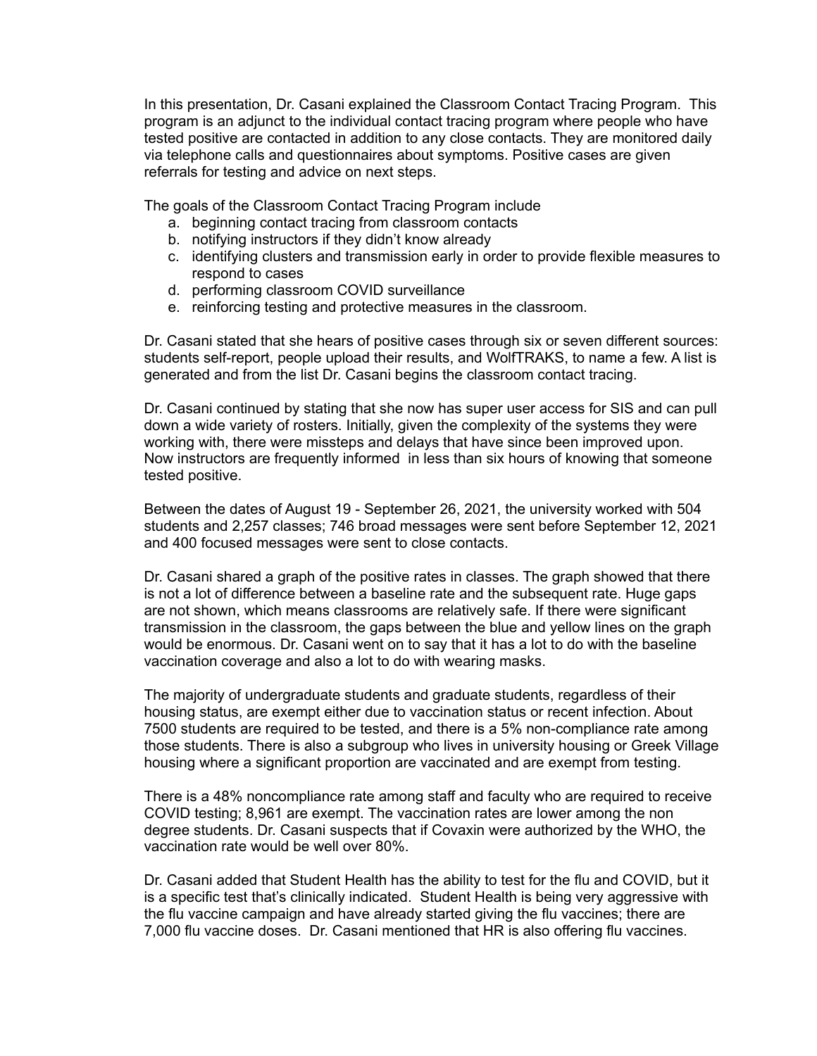In this presentation, Dr. Casani explained the Classroom Contact Tracing Program. This program is an adjunct to the individual contact tracing program where people who have tested positive are contacted in addition to any close contacts. They are monitored daily via telephone calls and questionnaires about symptoms. Positive cases are given referrals for testing and advice on next steps.

The goals of the Classroom Contact Tracing Program include

a. beginning contact tracing from classroom contacts
b. notifying instructors if they didn't know already
c. identifying clusters and transmission early in order to provide flexible measures to respond to cases
d. performing classroom COVID surveillance
e. reinforcing testing and protective measures in the classroom.

Dr. Casani stated that she hears of positive cases through six or seven different sources: students self-report, people upload their results, and WolfTRAKS, to name a few. A list is generated and from the list Dr. Casani begins the classroom contact tracing.

Dr. Casani continued by stating that she now has super user access for SIS and can pull down a wide variety of rosters. Initially, given the complexity of the systems they were working with, there were missteps and delays that have since been improved upon. Now instructors are frequently informed in less than six hours of knowing that someone tested positive.

Between the dates of August 19 - September 26, 2021, the university worked with 504 students and 2,257 classes; 746 broad messages were sent before September 12, 2021 and 400 focused messages were sent to close contacts.

Dr. Casani shared a graph of the positive rates in classes. The graph showed that there is not a lot of difference between a baseline rate and the subsequent rate. Huge gaps are not shown, which means classrooms are relatively safe. If there were significant transmission in the classroom, the gaps between the blue and yellow lines on the graph would be enormous. Dr. Casani went on to say that it has a lot to do with the baseline vaccination coverage and also a lot to do with wearing masks.

The majority of undergraduate students and graduate students, regardless of their housing status, are exempt either due to vaccination status or recent infection. About 7500 students are required to be tested, and there is a 5% non-compliance rate among those students. There is also a subgroup who lives in university housing or Greek Village housing where a significant proportion are vaccinated and are exempt from testing.

There is a 48% noncompliance rate among staff and faculty who are required to receive COVID testing; 8,961 are exempt. The vaccination rates are lower among the non degree students. Dr. Casani suspects that if Covaxin were authorized by the WHO, the vaccination rate would be well over 80%.

Dr. Casani added that Student Health has the ability to test for the flu and COVID, but it is a specific test that's clinically indicated. Student Health is being very aggressive with the flu vaccine campaign and have already started giving the flu vaccines; there are 7,000 flu vaccine doses. Dr. Casani mentioned that HR is also offering flu vaccines.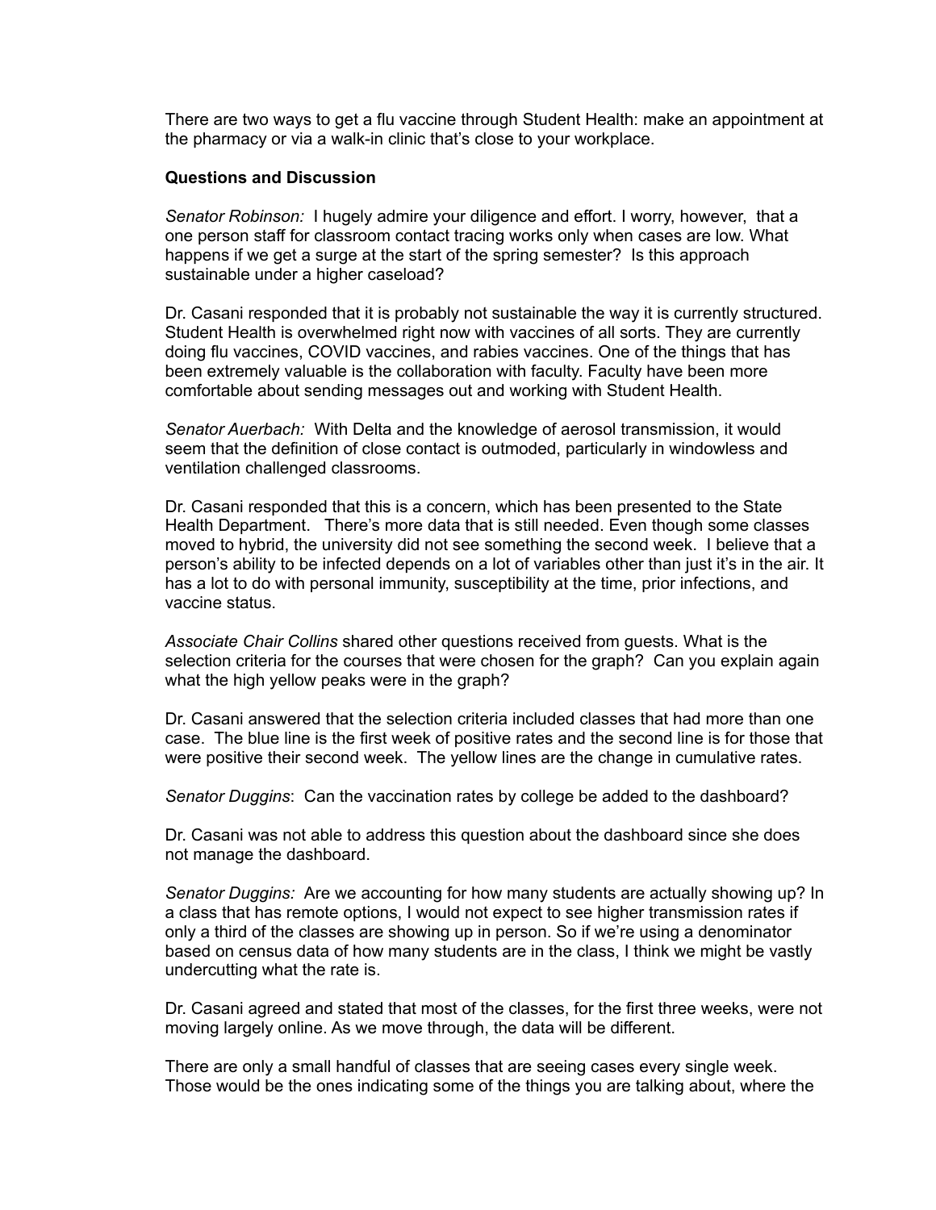There are two ways to get a flu vaccine through Student Health: make an appointment at the pharmacy or via a walk-in clinic that's close to your workplace.

**Questions and Discussion**

*Senator Robinson:* I hugely admire your diligence and effort. I worry, however, that a one person staff for classroom contact tracing works only when cases are low. What happens if we get a surge at the start of the spring semester? Is this approach sustainable under a higher caseload?

Dr. Casani responded that it is probably not sustainable the way it is currently structured. Student Health is overwhelmed right now with vaccines of all sorts. They are currently doing flu vaccines, COVID vaccines, and rabies vaccines. One of the things that has been extremely valuable is the collaboration with faculty. Faculty have been more comfortable about sending messages out and working with Student Health.

*Senator Auerbach:* With Delta and the knowledge of aerosol transmission, it would seem that the definition of close contact is outmoded, particularly in windowless and ventilation challenged classrooms.

Dr. Casani responded that this is a concern, which has been presented to the State Health Department. There's more data that is still needed. Even though some classes moved to hybrid, the university did not see something the second week. I believe that a person's ability to be infected depends on a lot of variables other than just it's in the air. It has a lot to do with personal immunity, susceptibility at the time, prior infections, and vaccine status.

*Associate Chair Collins* shared other questions received from guests. What is the selection criteria for the courses that were chosen for the graph? Can you explain again what the high yellow peaks were in the graph?

Dr. Casani answered that the selection criteria included classes that had more than one case. The blue line is the first week of positive rates and the second line is for those that were positive their second week. The yellow lines are the change in cumulative rates.

*Senator Duggins*: Can the vaccination rates by college be added to the dashboard?

Dr. Casani was not able to address this question about the dashboard since she does not manage the dashboard.

*Senator Duggins:* Are we accounting for how many students are actually showing up? In a class that has remote options, I would not expect to see higher transmission rates if only a third of the classes are showing up in person. So if we're using a denominator based on census data of how many students are in the class, I think we might be vastly undercutting what the rate is.

Dr. Casani agreed and stated that most of the classes, for the first three weeks, were not moving largely online. As we move through, the data will be different.

There are only a small handful of classes that are seeing cases every single week. Those would be the ones indicating some of the things you are talking about, where the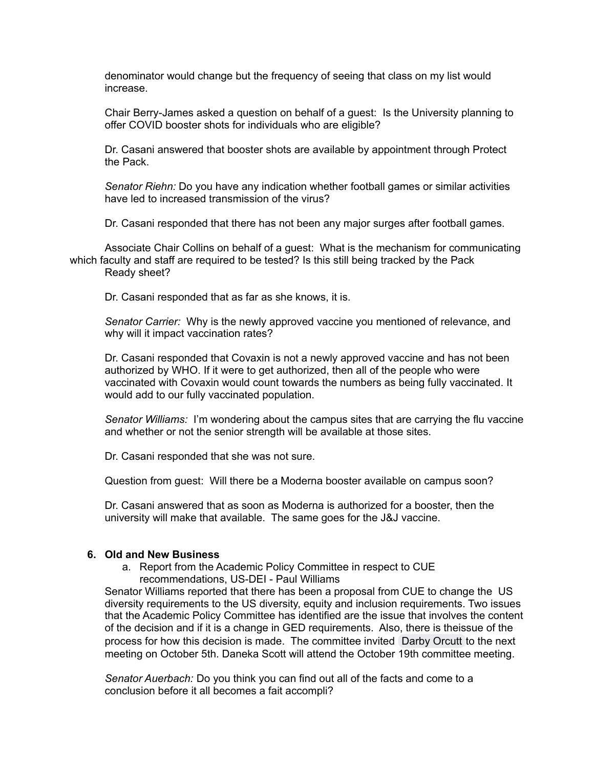denominator would change but the frequency of seeing that class on my list would increase.

Chair Berry-James asked a question on behalf of a guest: Is the University planning to offer COVID booster shots for individuals who are eligible?

Dr. Casani answered that booster shots are available by appointment through Protect the Pack.

*Senator Riehn:* Do you have any indication whether football games or similar activities have led to increased transmission of the virus?

Dr. Casani responded that there has not been any major surges after football games.

Associate Chair Collins on behalf of a guest: What is the mechanism for communicating which faculty and staff are required to be tested? Is this still being tracked by the Pack Ready sheet?

Dr. Casani responded that as far as she knows, it is.

*Senator Carrier:* Why is the newly approved vaccine you mentioned of relevance, and why will it impact vaccination rates?

Dr. Casani responded that Covaxin is not a newly approved vaccine and has not been authorized by WHO. If it were to get authorized, then all of the people who were vaccinated with Covaxin would count towards the numbers as being fully vaccinated. It would add to our fully vaccinated population.

*Senator Williams:* I'm wondering about the campus sites that are carrying the flu vaccine and whether or not the senior strength will be available at those sites.

Dr. Casani responded that she was not sure.

Question from guest: Will there be a Moderna booster available on campus soon?

Dr. Casani answered that as soon as Moderna is authorized for a booster, then the university will make that available. The same goes for the J&J vaccine.

6. **Old and New Business**
   a. Report from the Academic Policy Committee in respect to CUE recommendations, US-DEI - Paul Williams

Senator Williams reported that there has been a proposal from CUE to change the US diversity requirements to the US diversity, equity and inclusion requirements. Two issues that the Academic Policy Committee has identified are the issue that involves the content of the decision and if it is a change in GED requirements. Also, there is theissue of the process for how this decision is made. The committee invited Darby Orcutt to the next meeting on October 5th. Daneka Scott will attend the October 19th committee meeting.

*Senator Auerbach:* Do you think you can find out all of the facts and come to a conclusion before it all becomes a fait accompli?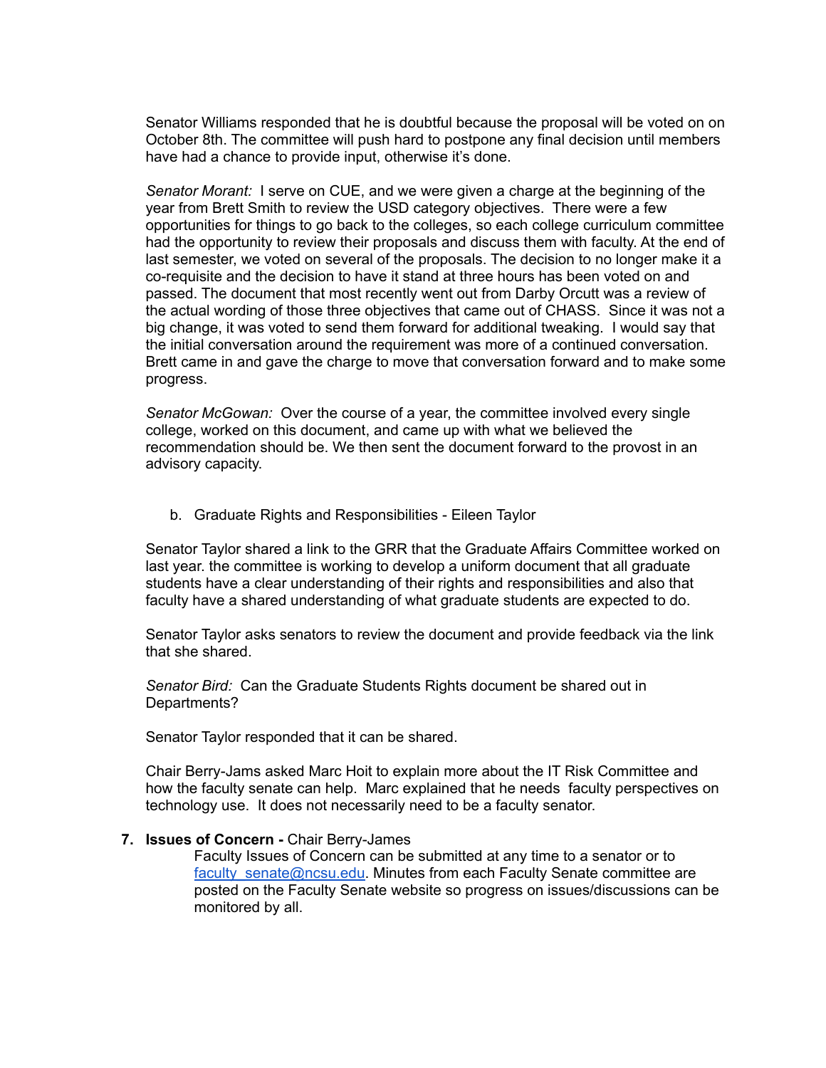Senator Williams responded that he is doubtful because the proposal will be voted on on October 8th. The committee will push hard to postpone any final decision until members have had a chance to provide input, otherwise it's done.

*Senator Morant:* I serve on CUE, and we were given a charge at the beginning of the year from Brett Smith to review the USD category objectives. There were a few opportunities for things to go back to the colleges, so each college curriculum committee had the opportunity to review their proposals and discuss them with faculty. At the end of last semester, we voted on several of the proposals. The decision to no longer make it a co-requisite and the decision to have it stand at three hours has been voted on and passed. The document that most recently went out from Darby Orcutt was a review of the actual wording of those three objectives that came out of CHASS. Since it was not a big change, it was voted to send them forward for additional tweaking. I would say that the initial conversation around the requirement was more of a continued conversation. Brett came in and gave the charge to move that conversation forward and to make some progress.

*Senator McGowan:* Over the course of a year, the committee involved every single college, worked on this document, and came up with what we believed the recommendation should be. We then sent the document forward to the provost in an advisory capacity.

b. Graduate Rights and Responsibilities - Eileen Taylor

Senator Taylor shared a link to the GRR that the Graduate Affairs Committee worked on last year. the committee is working to develop a uniform document that all graduate students have a clear understanding of their rights and responsibilities and also that faculty have a shared understanding of what graduate students are expected to do.

Senator Taylor asks senators to review the document and provide feedback via the link that she shared.

*Senator Bird:* Can the Graduate Students Rights document be shared out in Departments?

Senator Taylor responded that it can be shared.

Chair Berry-Jams asked Marc Hoit to explain more about the IT Risk Committee and how the faculty senate can help. Marc explained that he needs faculty perspectives on technology use. It does not necessarily need to be a faculty senator.

**7. Issues of Concern -** Chair Berry-James

Faculty Issues of Concern can be submitted at any time to a senator or to [faculty_senate@ncsu.edu](mailto:faculty_senate@ncsu.edu). Minutes from each Faculty Senate committee are posted on the Faculty Senate website so progress on issues/discussions can be monitored by all.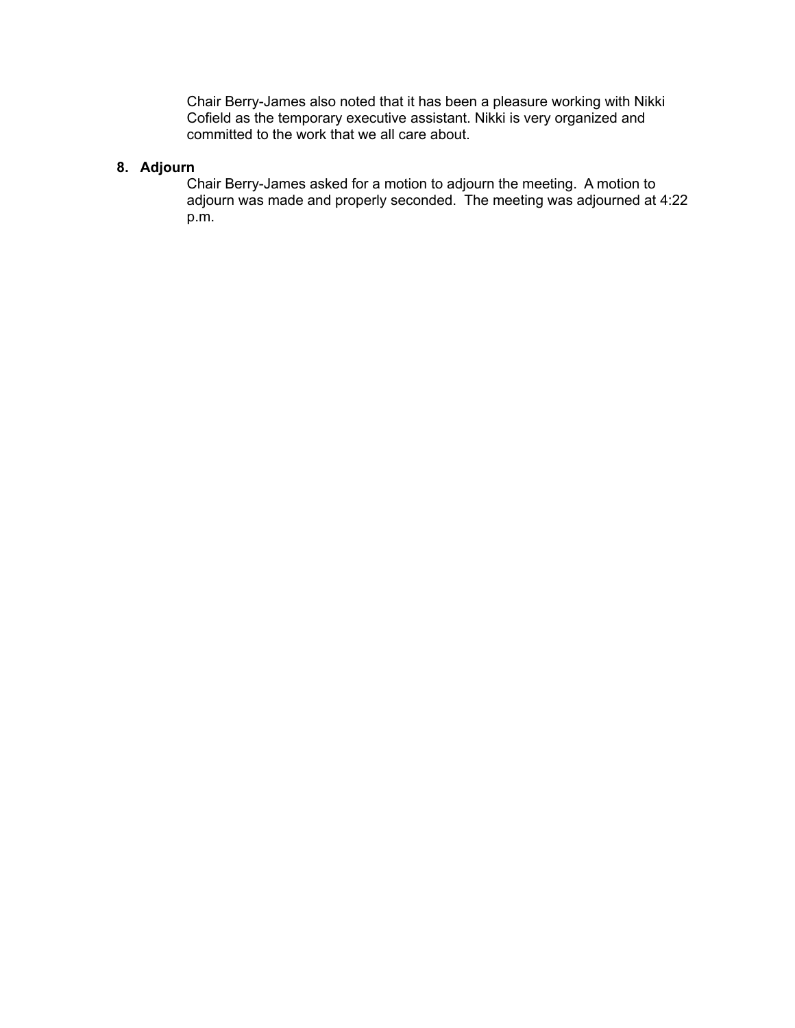Chair Berry-James also noted that it has been a pleasure working with Nikki Cofield as the temporary executive assistant. Nikki is very organized and committed to the work that we all care about.

**8. Adjourn**

Chair Berry-James asked for a motion to adjourn the meeting. A motion to adjourn was made and properly seconded. The meeting was adjourned at 4:22 p.m.